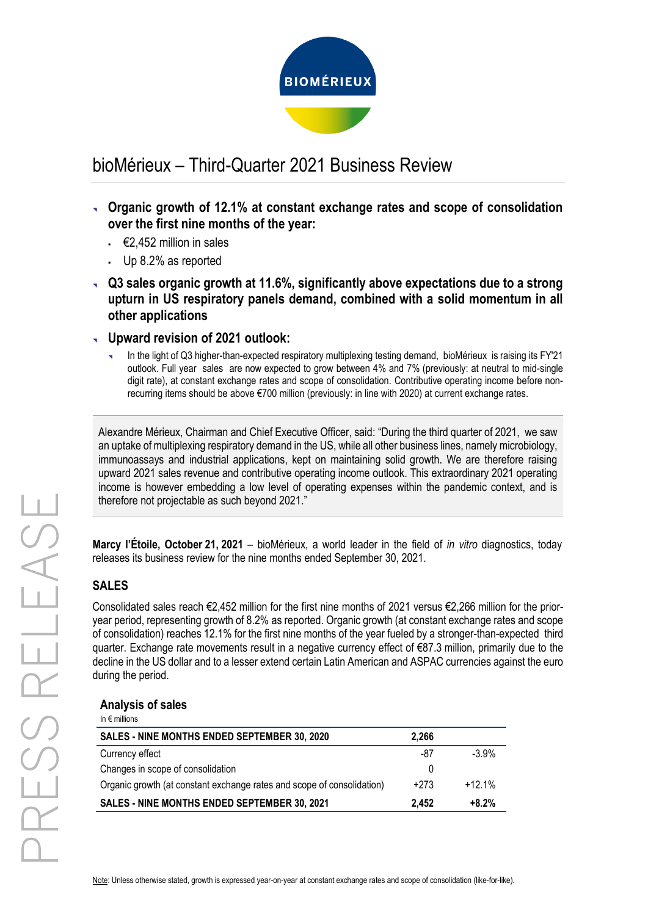BIOMÉRIEUX

# bioMérieux – Third-Quarter 2021 Business Review

- **Organic growth of 12.1% at constant exchange rates and scope of consolidation over the first nine months of the year:**
  - €2,452 million in sales
  - Up 8.2% as reported
- **Q3 sales organic growth at 11.6%, significantly above expectations due to a strong upturn in US respiratory panels demand, combined with a solid momentum in all other applications**
- **Upward revision of 2021 outlook:**
  - In the light of Q3 higher-than-expected respiratory multiplexing testing demand, bioMérieux is raising its FY'21 outlook. Full year sales are now expected to grow between 4% and 7% (previously: at neutral to mid-single digit rate), at constant exchange rates and scope of consolidation. Contributive operating income before non-recurring items should be above €700 million (previously: in line with 2020) at current exchange rates.

Alexandre Mérieux, Chairman and Chief Executive Officer, said: "During the third quarter of 2021, we saw an uptake of multiplexing respiratory demand in the US, while all other business lines, namely microbiology, immunoassays and industrial applications, kept on maintaining solid growth. We are therefore raising upward 2021 sales revenue and contributive operating income outlook. This extraordinary 2021 operating income is however embedding a low level of operating expenses within the pandemic context, and is therefore not projectable as such beyond 2021."

**Marcy l'Étoile, October 21, 2021** – bioMérieux, a world leader in the field of *in vitro* diagnostics, today releases its business review for the nine months ended September 30, 2021.

## SALES

Consolidated sales reach €2,452 million for the first nine months of 2021 versus €2,266 million for the prior-year period, representing growth of 8.2% as reported. Organic growth (at constant exchange rates and scope of consolidation) reaches 12.1% for the first nine months of the year fueled by a stronger-than-expected third quarter. Exchange rate movements result in a negative currency effect of €87.3 million, primarily due to the decline in the US dollar and to a lesser extend certain Latin American and ASPAC currencies against the euro during the period.

### Analysis of sales

In € millions

| SALES - NINE MONTHS ENDED SEPTEMBER 30, 2020 | 2,266 | |
|---|---|---|
| Currency effect | -87 | -3.9% |
| Changes in scope of consolidation | 0 | |
| Organic growth (at constant exchange rates and scope of consolidation) | +273 | +12.1% |
| **SALES - NINE MONTHS ENDED SEPTEMBER 30, 2021** | **2,452** | **+8.2%** |

Note: Unless otherwise stated, growth is expressed year-on-year at constant exchange rates and scope of consolidation (like-for-like).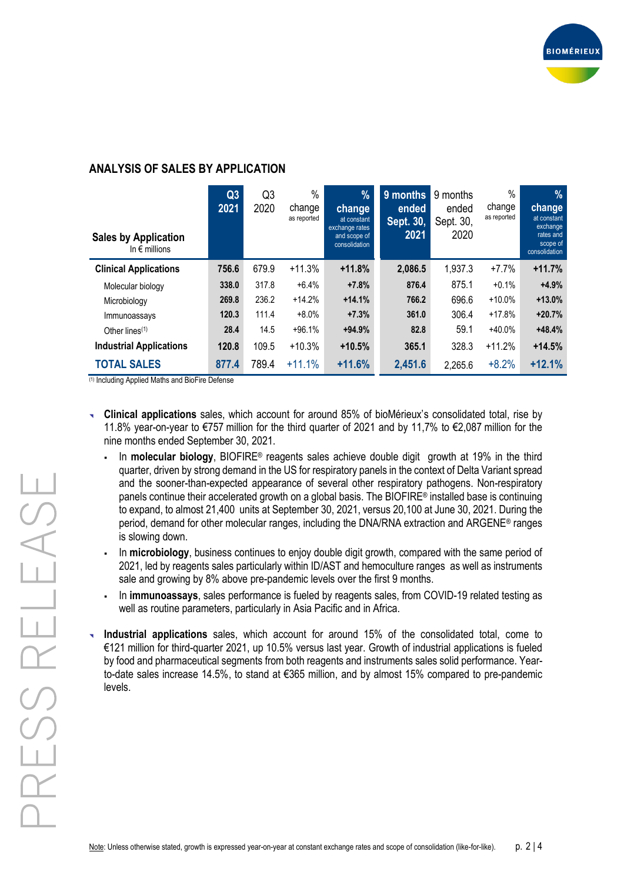## ANALYSIS OF SALES BY APPLICATION

| **Sales by Application** In € millions | **Q3 2021** | Q3 2020 | % change as reported | **% change** at constant exchange rates and scope of consolidation | **9 months ended Sept. 30, 2021** | 9 months ended Sept. 30, 2020 | % change as reported | **% change** at constant exchange rates and scope of consolidation |
|---|---|---|---|---|---|---|---|---|
| **Clinical Applications** | **756.6** | 679.9 | +11.3% | **+11.8%** | **2,086.5** | 1,937.3 | +7.7% | **+11.7%** |
| Molecular biology | **338.0** | 317.8 | +6.4% | **+7.8%** | **876.4** | 875.1 | +0.1% | **+4.9%** |
| Microbiology | **269.8** | 236.2 | +14.2% | **+14.1%** | **766.2** | 696.6 | +10.0% | **+13.0%** |
| Immunoassays | **120.3** | 111.4 | +8.0% | **+7.3%** | **361.0** | 306.4 | +17.8% | **+20.7%** |
| Other lines[1] | **28.4** | 14.5 | +96.1% | **+94.9%** | **82.8** | 59.1 | +40.0% | **+48.4%** |
| **Industrial Applications** | **120.8** | 109.5 | +10.3% | **+10.5%** | **365.1** | 328.3 | +11.2% | **+14.5%** |
| **TOTAL SALES** | **877.4** | 789.4 | +11.1% | **+11.6%** | **2,451.6** | 2,265.6 | +8.2% | **+12.1%** |

[1] Including Applied Maths and BioFire Defense

- **Clinical applications** sales, which account for around 85% of bioMérieux's consolidated total, rise by 11.8% year-on-year to €757 million for the third quarter of 2021 and by 11,7% to €2,087 million for the nine months ended September 30, 2021.
  - In **molecular biology**, BIOFIRE® reagents sales achieve double digit growth at 19% in the third quarter, driven by strong demand in the US for respiratory panels in the context of Delta Variant spread and the sooner-than-expected appearance of several other respiratory pathogens. Non-respiratory panels continue their accelerated growth on a global basis. The BIOFIRE® installed base is continuing to expand, to almost 21,400 units at September 30, 2021, versus 20,100 at June 30, 2021. During the period, demand for other molecular ranges, including the DNA/RNA extraction and ARGENE® ranges is slowing down.
  - In **microbiology**, business continues to enjoy double digit growth, compared with the same period of 2021, led by reagents sales particularly within ID/AST and hemoculture ranges as well as instruments sale and growing by 8% above pre-pandemic levels over the first 9 months.
  - In **immunoassays**, sales performance is fueled by reagents sales, from COVID-19 related testing as well as routine parameters, particularly in Asia Pacific and in Africa.
- **Industrial applications** sales, which account for around 15% of the consolidated total, come to €121 million for third-quarter 2021, up 10.5% versus last year. Growth of industrial applications is fueled by food and pharmaceutical segments from both reagents and instruments sales solid performance. Year-to-date sales increase 14.5%, to stand at €365 million, and by almost 15% compared to pre-pandemic levels.

Note: Unless otherwise stated, growth is expressed year-on-year at constant exchange rates and scope of consolidation (like-for-like).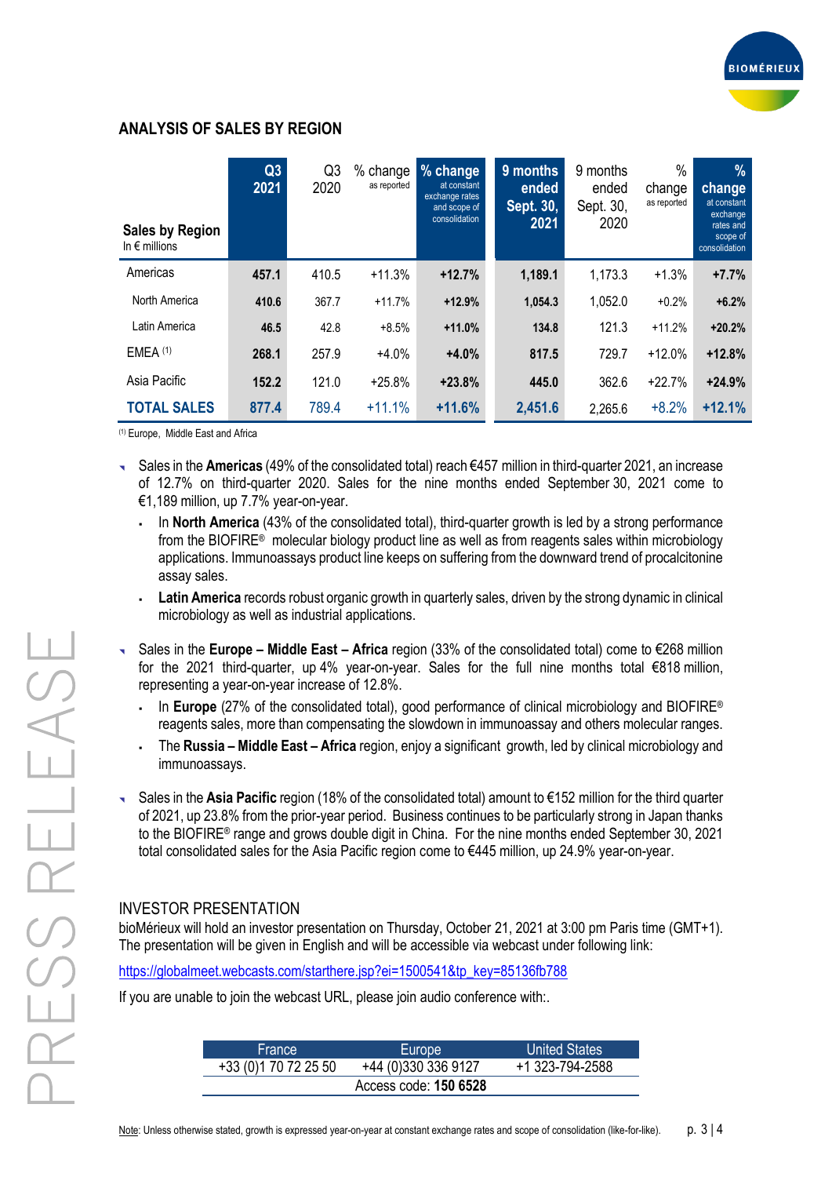## ANALYSIS OF SALES BY REGION

| Sales by Region<br>In € millions | Q3 2021 | Q3 2020 | % change as reported | % change at constant exchange rates and scope of consolidation | 9 months ended Sept. 30, 2021 | 9 months ended Sept. 30, 2020 | % change as reported | % change at constant exchange rates and scope of consolidation |
|---|---|---|---|---|---|---|---|---|
| Americas | **457.1** | 410.5 | +11.3% | **+12.7%** | **1,189.1** | 1,173.3 | +1.3% | **+7.7%** |
| North America | **410.6** | 367.7 | +11.7% | **+12.9%** | **1,054.3** | 1,052.0 | +0.2% | **+6.2%** |
| Latin America | **46.5** | 42.8 | +8.5% | **+11.0%** | **134.8** | 121.3 | +11.2% | **+20.2%** |
| EMEA [(1)] | **268.1** | 257.9 | +4.0% | **+4.0%** | **817.5** | 729.7 | +12.0% | **+12.8%** |
| Asia Pacific | **152.2** | 121.0 | +25.8% | **+23.8%** | **445.0** | 362.6 | +22.7% | **+24.9%** |
| **TOTAL SALES** | **877.4** | 789.4 | +11.1% | **+11.6%** | **2,451.6** | 2,265.6 | +8.2% | **+12.1%** |

[(1)] Europe, Middle East and Africa

- Sales in the **Americas** (49% of the consolidated total) reach €457 million in third-quarter 2021, an increase of 12.7% on third-quarter 2020. Sales for the nine months ended September 30, 2021 come to €1,189 million, up 7.7% year-on-year.
  - In **North America** (43% of the consolidated total), third-quarter growth is led by a strong performance from the BIOFIRE® molecular biology product line as well as from reagents sales within microbiology applications. Immunoassays product line keeps on suffering from the downward trend of procalcitonine assay sales.
  - **Latin America** records robust organic growth in quarterly sales, driven by the strong dynamic in clinical microbiology as well as industrial applications.
- Sales in the **Europe – Middle East – Africa** region (33% of the consolidated total) come to €268 million for the 2021 third-quarter, up 4% year-on-year. Sales for the full nine months total €818 million, representing a year-on-year increase of 12.8%.
  - In **Europe** (27% of the consolidated total), good performance of clinical microbiology and BIOFIRE® reagents sales, more than compensating the slowdown in immunoassay and others molecular ranges.
  - The **Russia – Middle East – Africa** region, enjoy a significant growth, led by clinical microbiology and immunoassays.
- Sales in the **Asia Pacific** region (18% of the consolidated total) amount to €152 million for the third quarter of 2021, up 23.8% from the prior-year period. Business continues to be particularly strong in Japan thanks to the BIOFIRE® range and grows double digit in China. For the nine months ended September 30, 2021 total consolidated sales for the Asia Pacific region come to €445 million, up 24.9% year-on-year.

## INVESTOR PRESENTATION

bioMérieux will hold an investor presentation on Thursday, October 21, 2021 at 3:00 pm Paris time (GMT+1). The presentation will be given in English and will be accessible via webcast under following link:

https://globalmeet.webcasts.com/starthere.jsp?ei=1500541&tp_key=85136fb788

If you are unable to join the webcast URL, please join audio conference with:.

| France | Europe | United States |
|---|---|---|
| +33 (0)1 70 72 25 50 | +44 (0)330 336 9127 | +1 323-794-2588 |
| | Access code: **150 6528** | |

Note: Unless otherwise stated, growth is expressed year-on-year at constant exchange rates and scope of consolidation (like-for-like).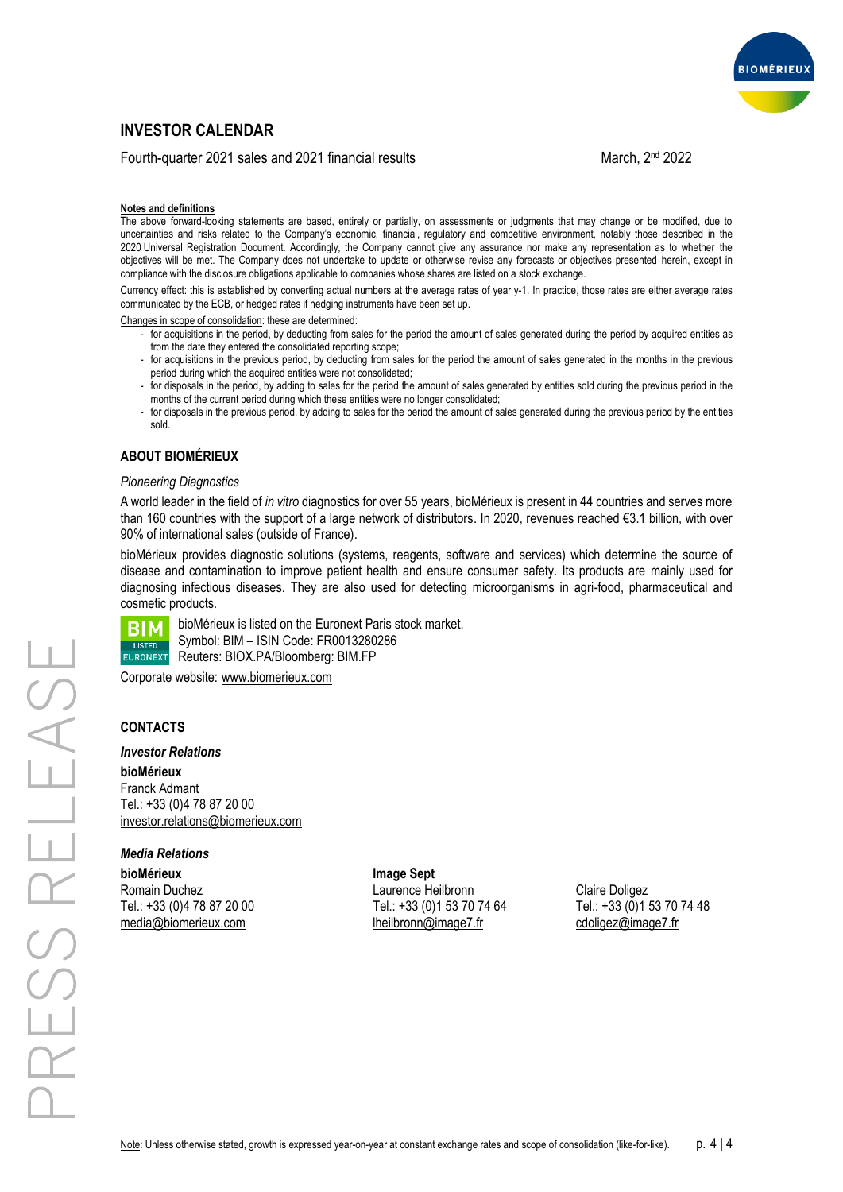## INVESTOR CALENDAR

Fourth-quarter 2021 sales and 2021 financial results — March, 2nd 2022

**Notes and definitions**

The above forward-looking statements are based, entirely or partially, on assessments or judgments that may change or be modified, due to uncertainties and risks related to the Company's economic, financial, regulatory and competitive environment, notably those described in the 2020 Universal Registration Document. Accordingly, the Company cannot give any assurance nor make any representation as to whether the objectives will be met. The Company does not undertake to update or otherwise revise any forecasts or objectives presented herein, except in compliance with the disclosure obligations applicable to companies whose shares are listed on a stock exchange.

Currency effect: this is established by converting actual numbers at the average rates of year y-1. In practice, those rates are either average rates communicated by the ECB, or hedged rates if hedging instruments have been set up.

Changes in scope of consolidation: these are determined:

- for acquisitions in the period, by deducting from sales for the period the amount of sales generated during the period by acquired entities as from the date they entered the consolidated reporting scope;
- for acquisitions in the previous period, by deducting from sales for the period the amount of sales generated in the months in the previous period during which the acquired entities were not consolidated;
- for disposals in the period, by adding to sales for the period the amount of sales generated by entities sold during the previous period in the months of the current period during which these entities were no longer consolidated;
- for disposals in the previous period, by adding to sales for the period the amount of sales generated during the previous period by the entities sold.

### ABOUT BIOMÉRIEUX

*Pioneering Diagnostics*

A world leader in the field of *in vitro* diagnostics for over 55 years, bioMérieux is present in 44 countries and serves more than 160 countries with the support of a large network of distributors. In 2020, revenues reached €3.1 billion, with over 90% of international sales (outside of France).

bioMérieux provides diagnostic solutions (systems, reagents, software and services) which determine the source of disease and contamination to improve patient health and ensure consumer safety. Its products are mainly used for diagnosing infectious diseases. They are also used for detecting microorganisms in agri-food, pharmaceutical and cosmetic products.

BIM LISTED EURONEXT

bioMérieux is listed on the Euronext Paris stock market.
Symbol: BIM – ISIN Code: FR0013280286
Reuters: BIOX.PA/Bloomberg: BIM.FP

Corporate website: www.biomerieux.com

### CONTACTS

***Investor Relations***

**bioMérieux**
Franck Admant
Tel.: +33 (0)4 78 87 20 00
investor.relations@biomerieux.com

***Media Relations***

**bioMérieux**
Romain Duchez
Tel.: +33 (0)4 78 87 20 00
media@biomerieux.com

**Image Sept**
Laurence Heilbronn
Tel.: +33 (0)1 53 70 74 64
lheilbronn@image7.fr

Claire Doligez
Tel.: +33 (0)1 53 70 74 48
cdoligez@image7.fr

Note: Unless otherwise stated, growth is expressed year-on-year at constant exchange rates and scope of consolidation (like-for-like).